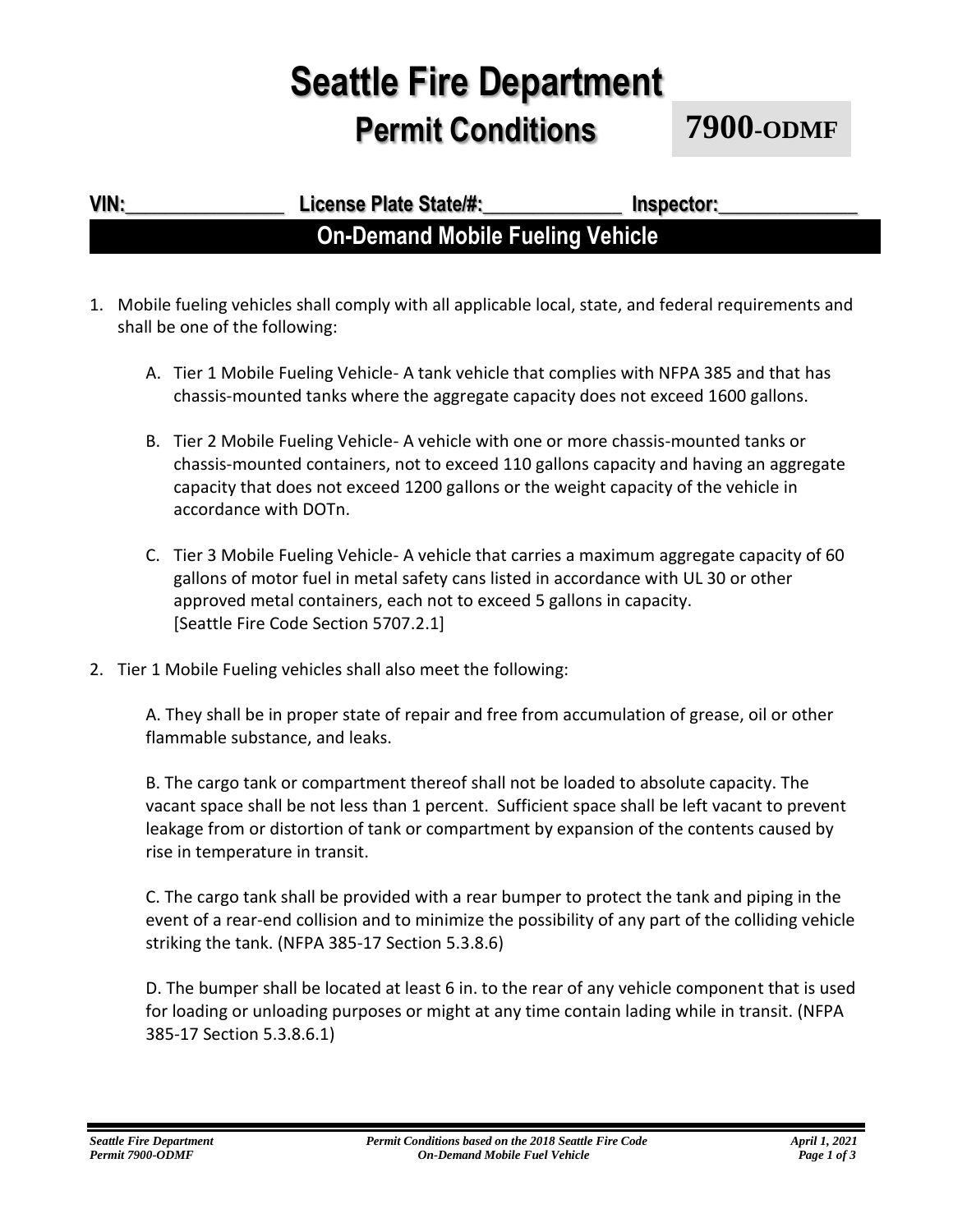# Seattle Fire Department

## Permit Conditions

**7900-ODMF**

**VIN:\_\_\_\_\_\_\_\_\_\_\_\_\_\_\_\_ License Plate State/#:\_\_\_\_\_\_\_\_\_\_\_\_\_\_ Inspector:\_\_\_\_\_\_\_\_\_\_\_\_\_\_**

## On-Demand Mobile Fueling Vehicle

1. Mobile fueling vehicles shall comply with all applicable local, state, and federal requirements and shall be one of the following:

   A. Tier 1 Mobile Fueling Vehicle- A tank vehicle that complies with NFPA 385 and that has chassis-mounted tanks where the aggregate capacity does not exceed 1600 gallons.

   B. Tier 2 Mobile Fueling Vehicle- A vehicle with one or more chassis-mounted tanks or chassis-mounted containers, not to exceed 110 gallons capacity and having an aggregate capacity that does not exceed 1200 gallons or the weight capacity of the vehicle in accordance with DOTn.

   C. Tier 3 Mobile Fueling Vehicle- A vehicle that carries a maximum aggregate capacity of 60 gallons of motor fuel in metal safety cans listed in accordance with UL 30 or other approved metal containers, each not to exceed 5 gallons in capacity. [Seattle Fire Code Section 5707.2.1]

2. Tier 1 Mobile Fueling vehicles shall also meet the following:

   A. They shall be in proper state of repair and free from accumulation of grease, oil or other flammable substance, and leaks.

   B. The cargo tank or compartment thereof shall not be loaded to absolute capacity. The vacant space shall be not less than 1 percent. Sufficient space shall be left vacant to prevent leakage from or distortion of tank or compartment by expansion of the contents caused by rise in temperature in transit.

   C. The cargo tank shall be provided with a rear bumper to protect the tank and piping in the event of a rear-end collision and to minimize the possibility of any part of the colliding vehicle striking the tank. (NFPA 385-17 Section 5.3.8.6)

   D. The bumper shall be located at least 6 in. to the rear of any vehicle component that is used for loading or unloading purposes or might at any time contain lading while in transit. (NFPA 385-17 Section 5.3.8.6.1)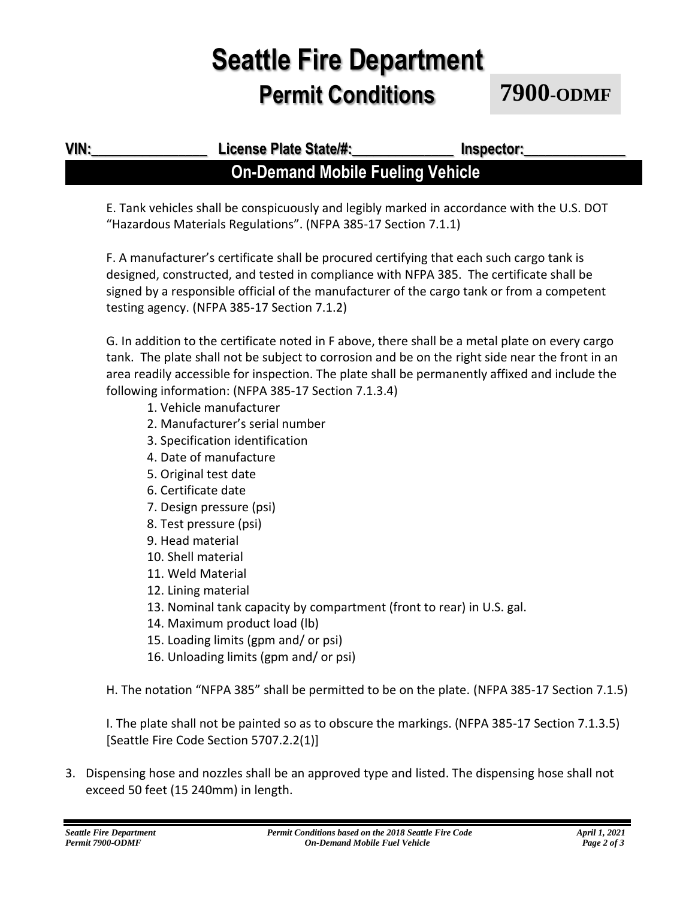# Seattle Fire Department
## Permit Conditions 7900-ODMF

**VIN:**_______________ **License Plate State/#:**_____________ **Inspector:**_____________

## On-Demand Mobile Fueling Vehicle

E. Tank vehicles shall be conspicuously and legibly marked in accordance with the U.S. DOT "Hazardous Materials Regulations". (NFPA 385-17 Section 7.1.1)

F. A manufacturer's certificate shall be procured certifying that each such cargo tank is designed, constructed, and tested in compliance with NFPA 385. The certificate shall be signed by a responsible official of the manufacturer of the cargo tank or from a competent testing agency. (NFPA 385-17 Section 7.1.2)

G. In addition to the certificate noted in F above, there shall be a metal plate on every cargo tank. The plate shall not be subject to corrosion and be on the right side near the front in an area readily accessible for inspection. The plate shall be permanently affixed and include the following information: (NFPA 385-17 Section 7.1.3.4)

1. Vehicle manufacturer
2. Manufacturer's serial number
3. Specification identification
4. Date of manufacture
5. Original test date
6. Certificate date
7. Design pressure (psi)
8. Test pressure (psi)
9. Head material
10. Shell material
11. Weld Material
12. Lining material
13. Nominal tank capacity by compartment (front to rear) in U.S. gal.
14. Maximum product load (lb)
15. Loading limits (gpm and/ or psi)
16. Unloading limits (gpm and/ or psi)

H. The notation "NFPA 385" shall be permitted to be on the plate. (NFPA 385-17 Section 7.1.5)

I. The plate shall not be painted so as to obscure the markings. (NFPA 385-17 Section 7.1.3.5) [Seattle Fire Code Section 5707.2.2(1)]

3. Dispensing hose and nozzles shall be an approved type and listed. The dispensing hose shall not exceed 50 feet (15 240mm) in length.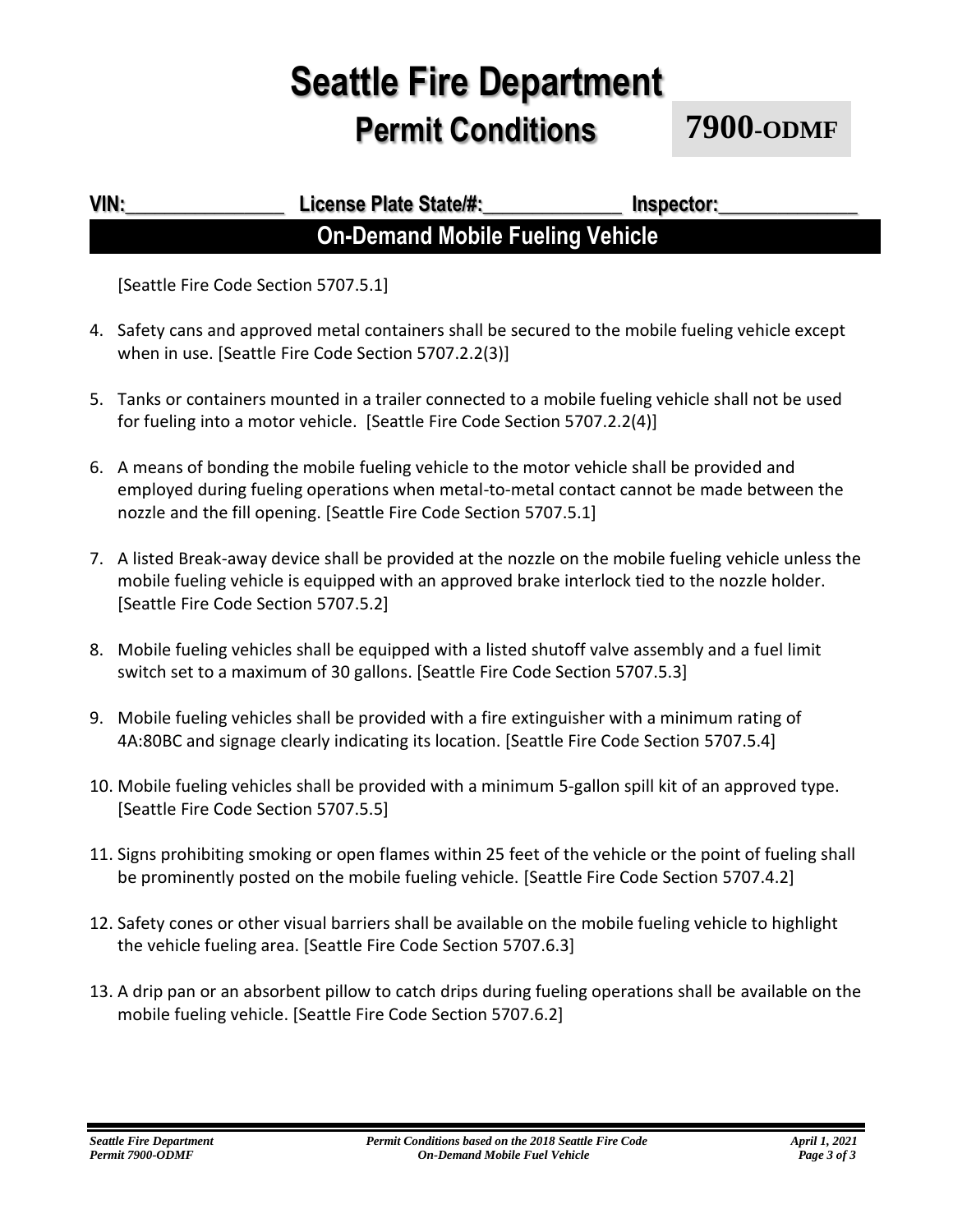# Seattle Fire Department

## Permit Conditions

**7900-ODMF**

**VIN:**\_\_\_\_\_\_\_\_\_\_\_\_\_\_\_\_ **License Plate State/#:**\_\_\_\_\_\_\_\_\_\_\_\_\_\_ **Inspector:**\_\_\_\_\_\_\_\_\_\_\_\_\_\_

## On-Demand Mobile Fueling Vehicle

[Seattle Fire Code Section 5707.5.1]

4. Safety cans and approved metal containers shall be secured to the mobile fueling vehicle except when in use. [Seattle Fire Code Section 5707.2.2(3)]

5. Tanks or containers mounted in a trailer connected to a mobile fueling vehicle shall not be used for fueling into a motor vehicle. [Seattle Fire Code Section 5707.2.2(4)]

6. A means of bonding the mobile fueling vehicle to the motor vehicle shall be provided and employed during fueling operations when metal-to-metal contact cannot be made between the nozzle and the fill opening. [Seattle Fire Code Section 5707.5.1]

7. A listed Break-away device shall be provided at the nozzle on the mobile fueling vehicle unless the mobile fueling vehicle is equipped with an approved brake interlock tied to the nozzle holder. [Seattle Fire Code Section 5707.5.2]

8. Mobile fueling vehicles shall be equipped with a listed shutoff valve assembly and a fuel limit switch set to a maximum of 30 gallons. [Seattle Fire Code Section 5707.5.3]

9. Mobile fueling vehicles shall be provided with a fire extinguisher with a minimum rating of 4A:80BC and signage clearly indicating its location. [Seattle Fire Code Section 5707.5.4]

10. Mobile fueling vehicles shall be provided with a minimum 5-gallon spill kit of an approved type. [Seattle Fire Code Section 5707.5.5]

11. Signs prohibiting smoking or open flames within 25 feet of the vehicle or the point of fueling shall be prominently posted on the mobile fueling vehicle. [Seattle Fire Code Section 5707.4.2]

12. Safety cones or other visual barriers shall be available on the mobile fueling vehicle to highlight the vehicle fueling area. [Seattle Fire Code Section 5707.6.3]

13. A drip pan or an absorbent pillow to catch drips during fueling operations shall be available on the mobile fueling vehicle. [Seattle Fire Code Section 5707.6.2]